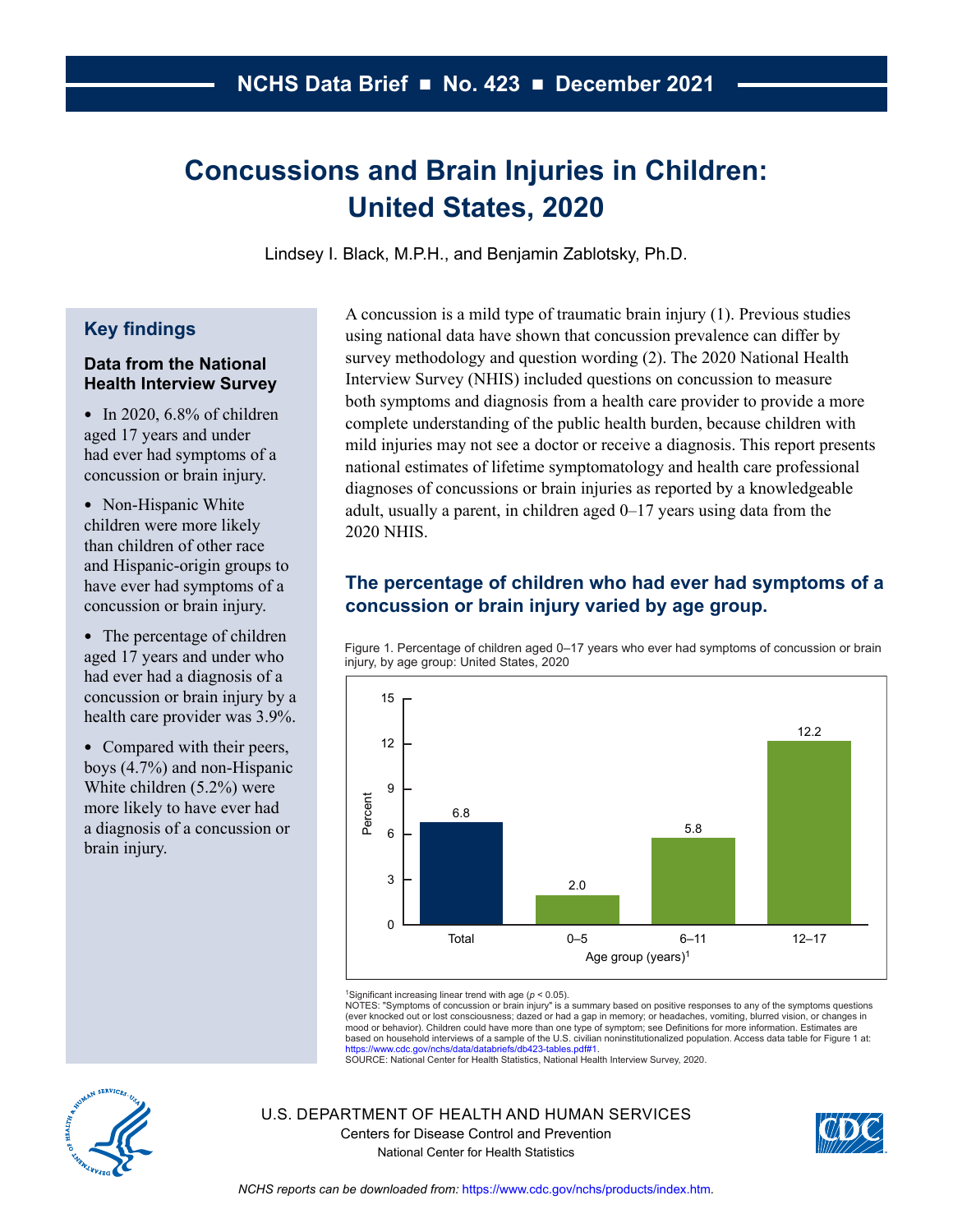NCHS Data Brief ■ No. 423 ■ December 2021

# Concussions and Brain Injuries in Children: United States, 2020

Lindsey I. Black, M.P.H., and Benjamin Zablotsky, Ph.D.

## Key findings

### Data from the National Health Interview Survey

- In 2020, 6.8% of children aged 17 years and under had ever had symptoms of a concussion or brain injury.
- Non-Hispanic White children were more likely than children of other race and Hispanic-origin groups to have ever had symptoms of a concussion or brain injury.
- The percentage of children aged 17 years and under who had ever had a diagnosis of a concussion or brain injury by a health care provider was 3.9%.
- Compared with their peers, boys (4.7%) and non-Hispanic White children (5.2%) were more likely to have ever had a diagnosis of a concussion or brain injury.

A concussion is a mild type of traumatic brain injury (1). Previous studies using national data have shown that concussion prevalence can differ by survey methodology and question wording (2). The 2020 National Health Interview Survey (NHIS) included questions on concussion to measure both symptoms and diagnosis from a health care provider to provide a more complete understanding of the public health burden, because children with mild injuries may not see a doctor or receive a diagnosis. This report presents national estimates of lifetime symptomatology and health care professional diagnoses of concussions or brain injuries as reported by a knowledgeable adult, usually a parent, in children aged 0–17 years using data from the 2020 NHIS.

## The percentage of children who had ever had symptoms of a concussion or brain injury varied by age group.

Figure 1. Percentage of children aged 0–17 years who ever had symptoms of concussion or brain injury, by age group: United States, 2020

| Age group (years)[1] | Percent |
|---|---|
| Total | 6.8 |
| 0–5 | 2.0 |
| 6–11 | 5.8 |
| 12–17 | 12.2 |

[1]Significant increasing linear trend with age ($p < 0.05$).

NOTES: "Symptoms of concussion or brain injury" is a summary based on positive responses to any of the symptoms questions (ever knocked out or lost consciousness; dazed or had a gap in memory; or headaches, vomiting, blurred vision, or changes in mood or behavior). Children could have more than one type of symptom; see Definitions for more information. Estimates are based on household interviews of a sample of the U.S. civilian noninstitutionalized population. Access data table for Figure 1 at: https://www.cdc.gov/nchs/data/databriefs/db423-tables.pdf#1.

SOURCE: National Center for Health Statistics, National Health Interview Survey, 2020.

U.S. DEPARTMENT OF HEALTH AND HUMAN SERVICES
Centers for Disease Control and Prevention
National Center for Health Statistics

*NCHS reports can be downloaded from:* https://www.cdc.gov/nchs/products/index.htm.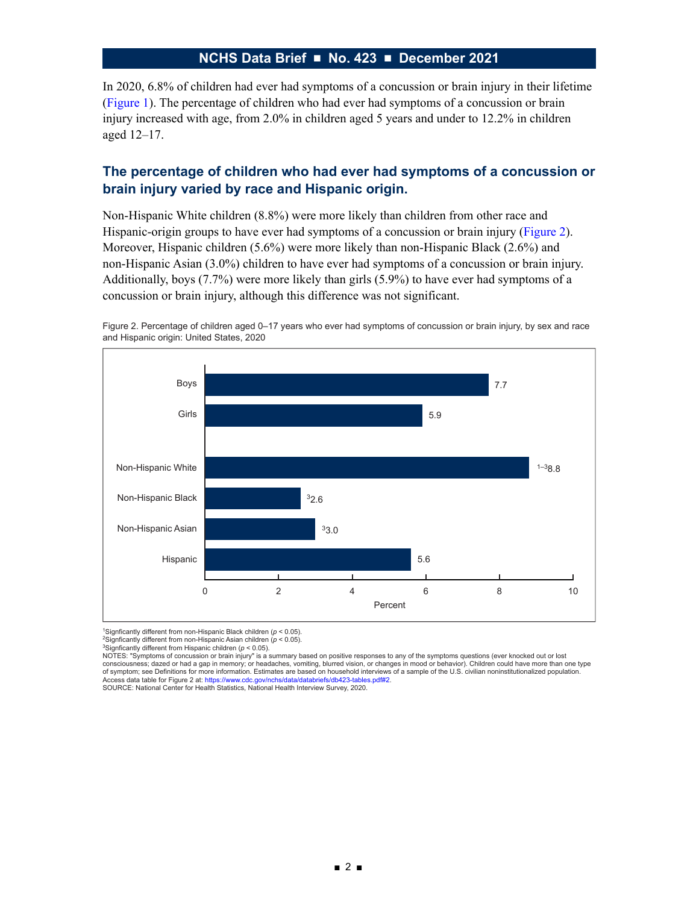In 2020, 6.8% of children had ever had symptoms of a concussion or brain injury in their lifetime (Figure 1). The percentage of children who had ever had symptoms of a concussion or brain injury increased with age, from 2.0% in children aged 5 years and under to 12.2% in children aged 12–17.

## The percentage of children who had ever had symptoms of a concussion or brain injury varied by race and Hispanic origin.

Non-Hispanic White children (8.8%) were more likely than children from other race and Hispanic-origin groups to have ever had symptoms of a concussion or brain injury (Figure 2). Moreover, Hispanic children (5.6%) were more likely than non-Hispanic Black (2.6%) and non-Hispanic Asian (3.0%) children to have ever had symptoms of a concussion or brain injury. Additionally, boys (7.7%) were more likely than girls (5.9%) to have ever had symptoms of a concussion or brain injury, although this difference was not significant.

Figure 2. Percentage of children aged 0–17 years who ever had symptoms of concussion or brain injury, by sex and race and Hispanic origin: United States, 2020

| Group | Percent |
|---|---|
| Boys | 7.7 |
| Girls | 5.9 |
| Non-Hispanic White | [1–3]8.8 |
| Non-Hispanic Black | [3]2.6 |
| Non-Hispanic Asian | [3]3.0 |
| Hispanic | 5.6 |

[1]Signficantly different from non-Hispanic Black children ($p < 0.05$).
[2]Signficantly different from non-Hispanic Asian children ($p < 0.05$).
[3]Signficantly different from Hispanic children ($p < 0.05$).

NOTES: "Symptoms of concussion or brain injury" is a summary based on positive responses to any of the symptoms questions (ever knocked out or lost consciousness; dazed or had a gap in memory; or headaches, vomiting, blurred vision, or changes in mood or behavior). Children could have more than one type of symptom; see Definitions for more information. Estimates are based on household interviews of a sample of the U.S. civilian noninstitutionalized population. Access data table for Figure 2 at: https://www.cdc.gov/nchs/data/databriefs/db423-tables.pdf#2.

SOURCE: National Center for Health Statistics, National Health Interview Survey, 2020.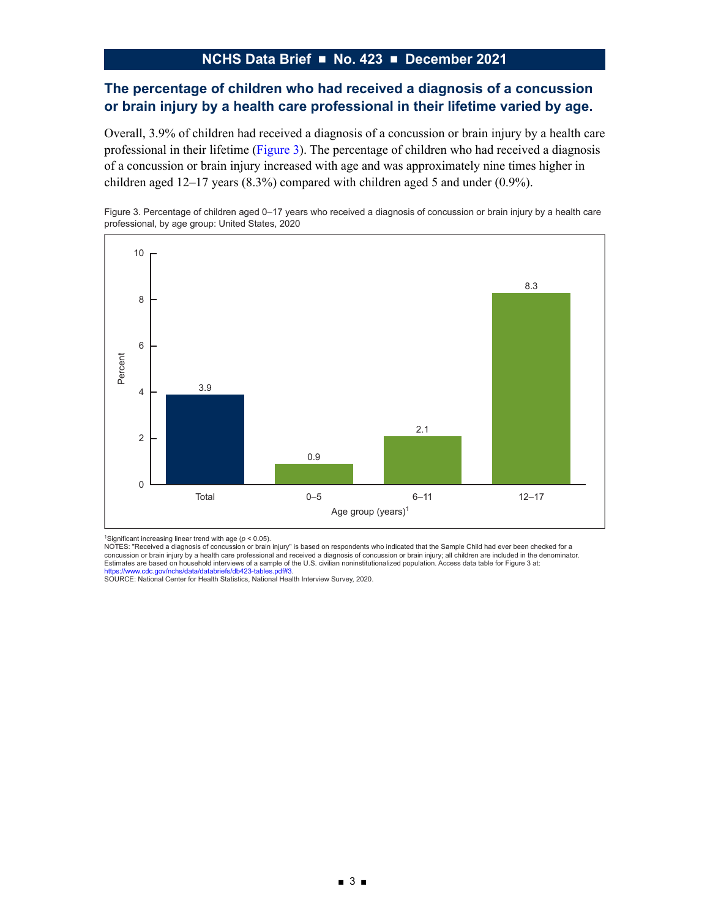## The percentage of children who had received a diagnosis of a concussion or brain injury by a health care professional in their lifetime varied by age.

Overall, 3.9% of children had received a diagnosis of a concussion or brain injury by a health care professional in their lifetime (Figure 3). The percentage of children who had received a diagnosis of a concussion or brain injury increased with age and was approximately nine times higher in children aged 12–17 years (8.3%) compared with children aged 5 and under (0.9%).

Figure 3. Percentage of children aged 0–17 years who received a diagnosis of concussion or brain injury by a health care professional, by age group: United States, 2020

| Age group (years)[1] | Percent |
| --- | --- |
| Total | 3.9 |
| 0–5 | 0.9 |
| 6–11 | 2.1 |
| 12–17 | 8.3 |

[1]Significant increasing linear trend with age ($p < 0.05$).
NOTES: "Received a diagnosis of concussion or brain injury" is based on respondents who indicated that the Sample Child had ever been checked for a concussion or brain injury by a health care professional and received a diagnosis of concussion or brain injury; all children are included in the denominator. Estimates are based on household interviews of a sample of the U.S. civilian noninstitutionalized population. Access data table for Figure 3 at: https://www.cdc.gov/nchs/data/databriefs/db423-tables.pdf#3.
SOURCE: National Center for Health Statistics, National Health Interview Survey, 2020.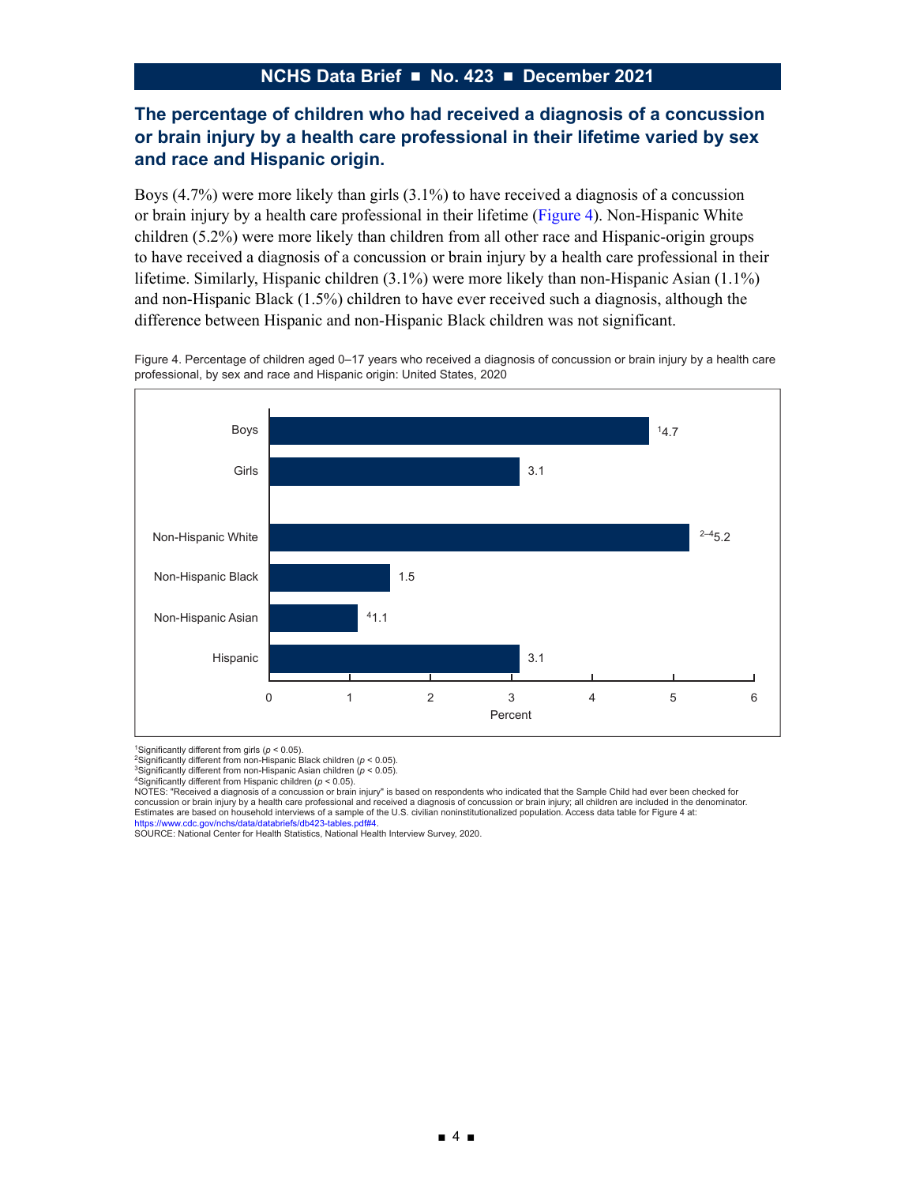## The percentage of children who had received a diagnosis of a concussion or brain injury by a health care professional in their lifetime varied by sex and race and Hispanic origin.

Boys (4.7%) were more likely than girls (3.1%) to have received a diagnosis of a concussion or brain injury by a health care professional in their lifetime (Figure 4). Non-Hispanic White children (5.2%) were more likely than children from all other race and Hispanic-origin groups to have received a diagnosis of a concussion or brain injury by a health care professional in their lifetime. Similarly, Hispanic children (3.1%) were more likely than non-Hispanic Asian (1.1%) and non-Hispanic Black (1.5%) children to have ever received such a diagnosis, although the difference between Hispanic and non-Hispanic Black children was not significant.

Figure 4. Percentage of children aged 0–17 years who received a diagnosis of concussion or brain injury by a health care professional, by sex and race and Hispanic origin: United States, 2020

| Group | Percent |
|---|---|
| Boys | [1]4.7 |
| Girls | 3.1 |
| Non-Hispanic White | [2–4]5.2 |
| Non-Hispanic Black | 1.5 |
| Non-Hispanic Asian | [4]1.1 |
| Hispanic | 3.1 |

[1]Significantly different from girls ($p < 0.05$).
[2]Significantly different from non-Hispanic Black children ($p < 0.05$).
[3]Significantly different from non-Hispanic Asian children ($p < 0.05$).
[4]Significantly different from Hispanic children ($p < 0.05$).
NOTES: "Received a diagnosis of a concussion or brain injury" is based on respondents who indicated that the Sample Child had ever been checked for concussion or brain injury by a health care professional and received a diagnosis of concussion or brain injury; all children are included in the denominator. Estimates are based on household interviews of a sample of the U.S. civilian noninstitutionalized population. Access data table for Figure 4 at: https://www.cdc.gov/nchs/data/databriefs/db423-tables.pdf#4.
SOURCE: National Center for Health Statistics, National Health Interview Survey, 2020.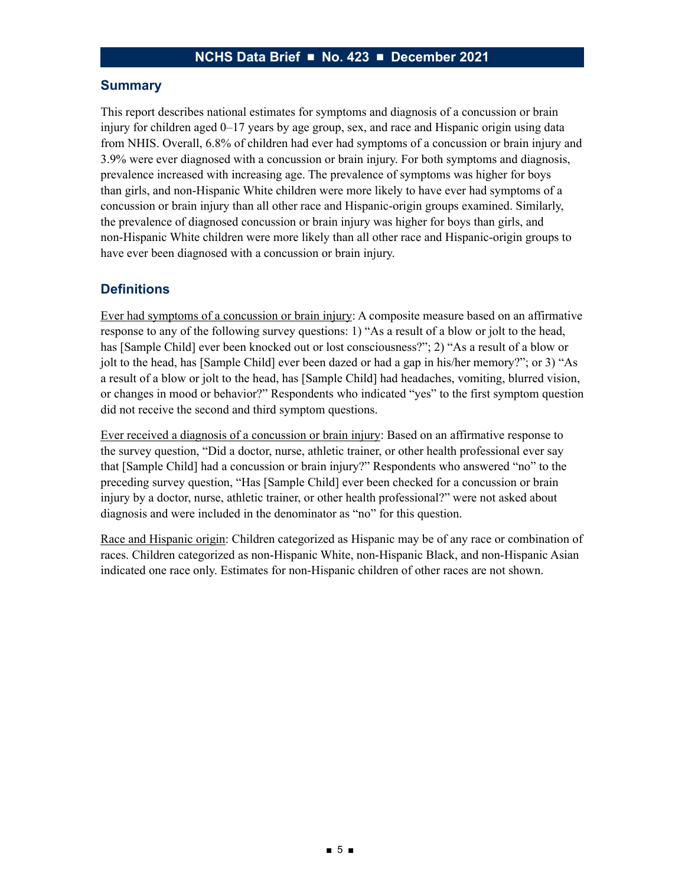## Summary

This report describes national estimates for symptoms and diagnosis of a concussion or brain injury for children aged 0–17 years by age group, sex, and race and Hispanic origin using data from NHIS. Overall, 6.8% of children had ever had symptoms of a concussion or brain injury and 3.9% were ever diagnosed with a concussion or brain injury. For both symptoms and diagnosis, prevalence increased with increasing age. The prevalence of symptoms was higher for boys than girls, and non-Hispanic White children were more likely to have ever had symptoms of a concussion or brain injury than all other race and Hispanic-origin groups examined. Similarly, the prevalence of diagnosed concussion or brain injury was higher for boys than girls, and non-Hispanic White children were more likely than all other race and Hispanic-origin groups to have ever been diagnosed with a concussion or brain injury.

## Definitions

Ever had symptoms of a concussion or brain injury: A composite measure based on an affirmative response to any of the following survey questions: 1) "As a result of a blow or jolt to the head, has [Sample Child] ever been knocked out or lost consciousness?"; 2) "As a result of a blow or jolt to the head, has [Sample Child] ever been dazed or had a gap in his/her memory?"; or 3) "As a result of a blow or jolt to the head, has [Sample Child] had headaches, vomiting, blurred vision, or changes in mood or behavior?" Respondents who indicated "yes" to the first symptom question did not receive the second and third symptom questions.

Ever received a diagnosis of a concussion or brain injury: Based on an affirmative response to the survey question, "Did a doctor, nurse, athletic trainer, or other health professional ever say that [Sample Child] had a concussion or brain injury?" Respondents who answered "no" to the preceding survey question, "Has [Sample Child] ever been checked for a concussion or brain injury by a doctor, nurse, athletic trainer, or other health professional?" were not asked about diagnosis and were included in the denominator as "no" for this question.

Race and Hispanic origin: Children categorized as Hispanic may be of any race or combination of races. Children categorized as non-Hispanic White, non-Hispanic Black, and non-Hispanic Asian indicated one race only. Estimates for non-Hispanic children of other races are not shown.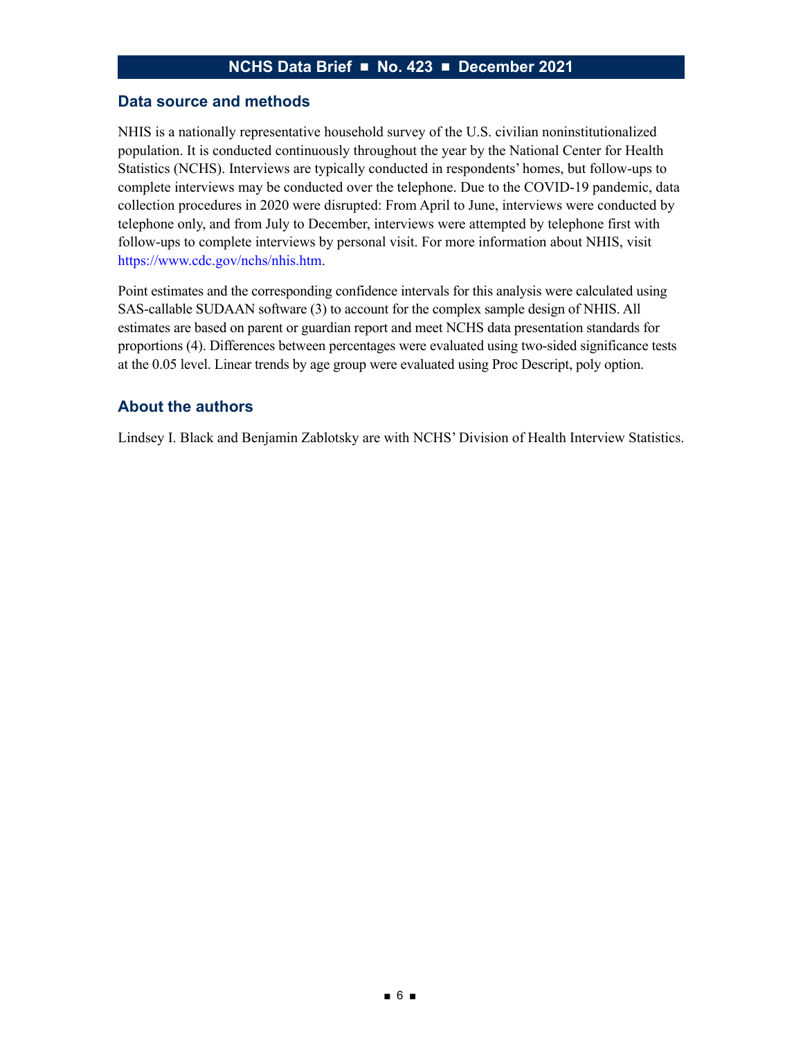## Data source and methods

NHIS is a nationally representative household survey of the U.S. civilian noninstitutionalized population. It is conducted continuously throughout the year by the National Center for Health Statistics (NCHS). Interviews are typically conducted in respondents' homes, but follow-ups to complete interviews may be conducted over the telephone. Due to the COVID-19 pandemic, data collection procedures in 2020 were disrupted: From April to June, interviews were conducted by telephone only, and from July to December, interviews were attempted by telephone first with follow-ups to complete interviews by personal visit. For more information about NHIS, visit https://www.cdc.gov/nchs/nhis.htm.

Point estimates and the corresponding confidence intervals for this analysis were calculated using SAS-callable SUDAAN software (3) to account for the complex sample design of NHIS. All estimates are based on parent or guardian report and meet NCHS data presentation standards for proportions (4). Differences between percentages were evaluated using two-sided significance tests at the 0.05 level. Linear trends by age group were evaluated using Proc Descript, poly option.

## About the authors

Lindsey I. Black and Benjamin Zablotsky are with NCHS' Division of Health Interview Statistics.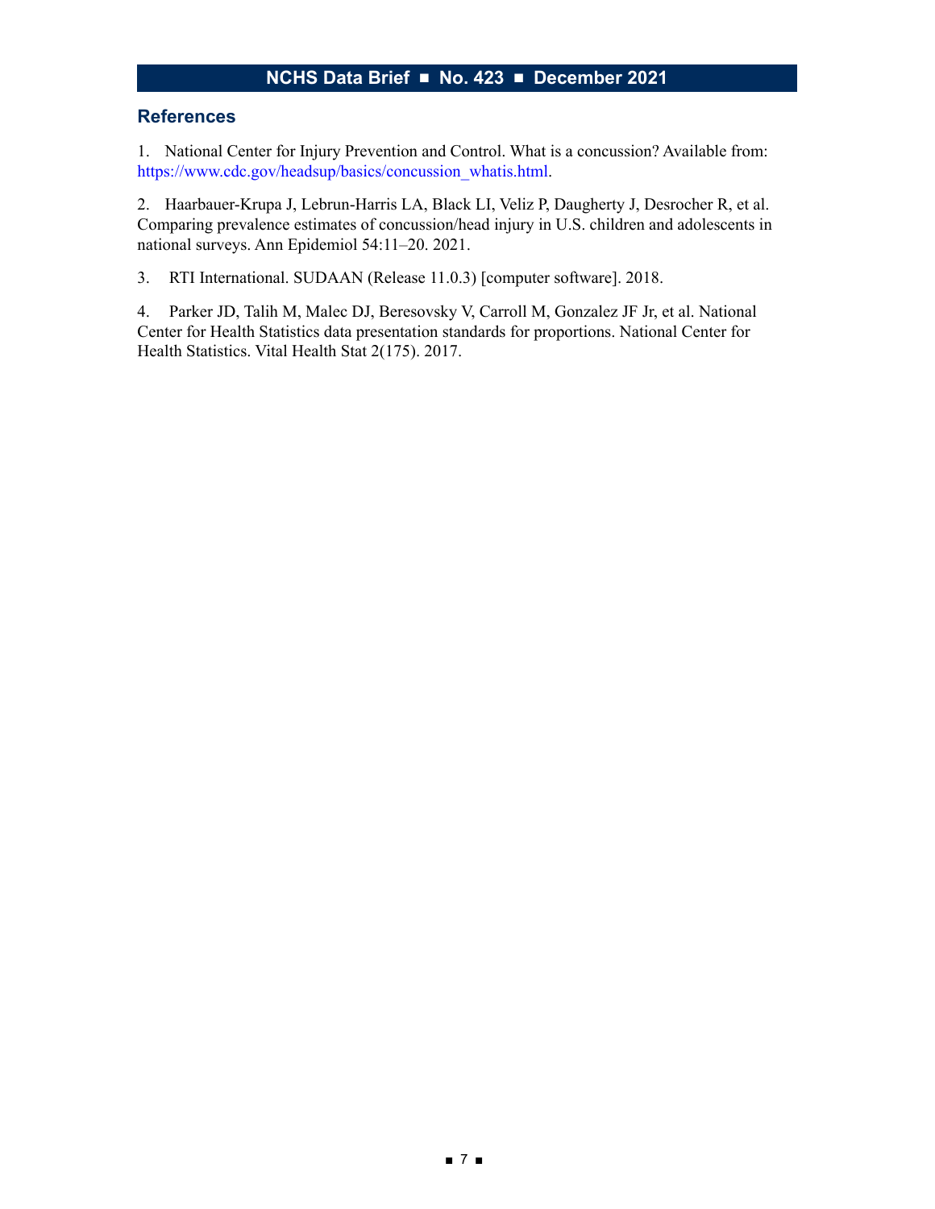## References

1. National Center for Injury Prevention and Control. What is a concussion? Available from: https://www.cdc.gov/headsup/basics/concussion_whatis.html.

2. Haarbauer-Krupa J, Lebrun-Harris LA, Black LI, Veliz P, Daugherty J, Desrocher R, et al. Comparing prevalence estimates of concussion/head injury in U.S. children and adolescents in national surveys. Ann Epidemiol 54:11–20. 2021.

3. RTI International. SUDAAN (Release 11.0.3) [computer software]. 2018.

4. Parker JD, Talih M, Malec DJ, Beresovsky V, Carroll M, Gonzalez JF Jr, et al. National Center for Health Statistics data presentation standards for proportions. National Center for Health Statistics. Vital Health Stat 2(175). 2017.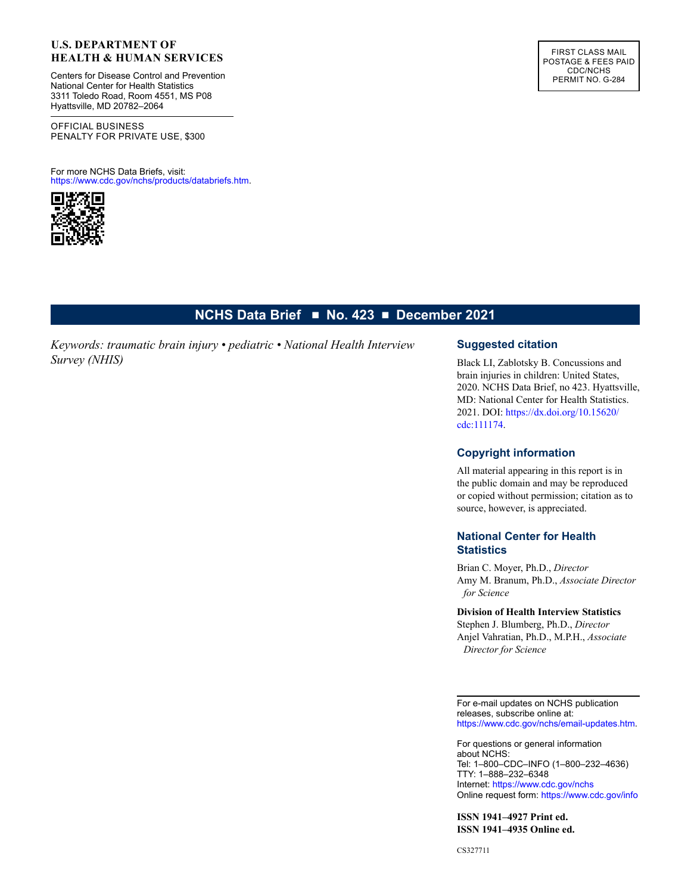**U.S. DEPARTMENT OF HEALTH & HUMAN SERVICES**

Centers for Disease Control and Prevention
National Center for Health Statistics
3311 Toledo Road, Room 4551, MS P08
Hyattsville, MD 20782–2064

OFFICIAL BUSINESS
PENALTY FOR PRIVATE USE, $300

FIRST CLASS MAIL
POSTAGE & FEES PAID
CDC/NCHS
PERMIT NO. G-284

For more NCHS Data Briefs, visit:
https://www.cdc.gov/nchs/products/databriefs.htm.

## NCHS Data Brief ■ No. 423 ■ December 2021

*Keywords: traumatic brain injury • pediatric • National Health Interview Survey (NHIS)*

### Suggested citation

Black LI, Zablotsky B. Concussions and brain injuries in children: United States, 2020. NCHS Data Brief, no 423. Hyattsville, MD: National Center for Health Statistics. 2021. DOI: https://dx.doi.org/10.15620/cdc:111174.

### Copyright information

All material appearing in this report is in the public domain and may be reproduced or copied without permission; citation as to source, however, is appreciated.

### National Center for Health Statistics

Brian C. Moyer, Ph.D., *Director*
Amy M. Branum, Ph.D., *Associate Director for Science*

**Division of Health Interview Statistics**
Stephen J. Blumberg, Ph.D., *Director*
Anjel Vahratian, Ph.D., M.P.H., *Associate Director for Science*

For e-mail updates on NCHS publication releases, subscribe online at: https://www.cdc.gov/nchs/email-updates.htm.

For questions or general information about NCHS:
Tel: 1–800–CDC–INFO (1–800–232–4636)
TTY: 1–888–232–6348
Internet: https://www.cdc.gov/nchs
Online request form: https://www.cdc.gov/info

**ISSN 1941–4927 Print ed.**
**ISSN 1941–4935 Online ed.**

CS327711